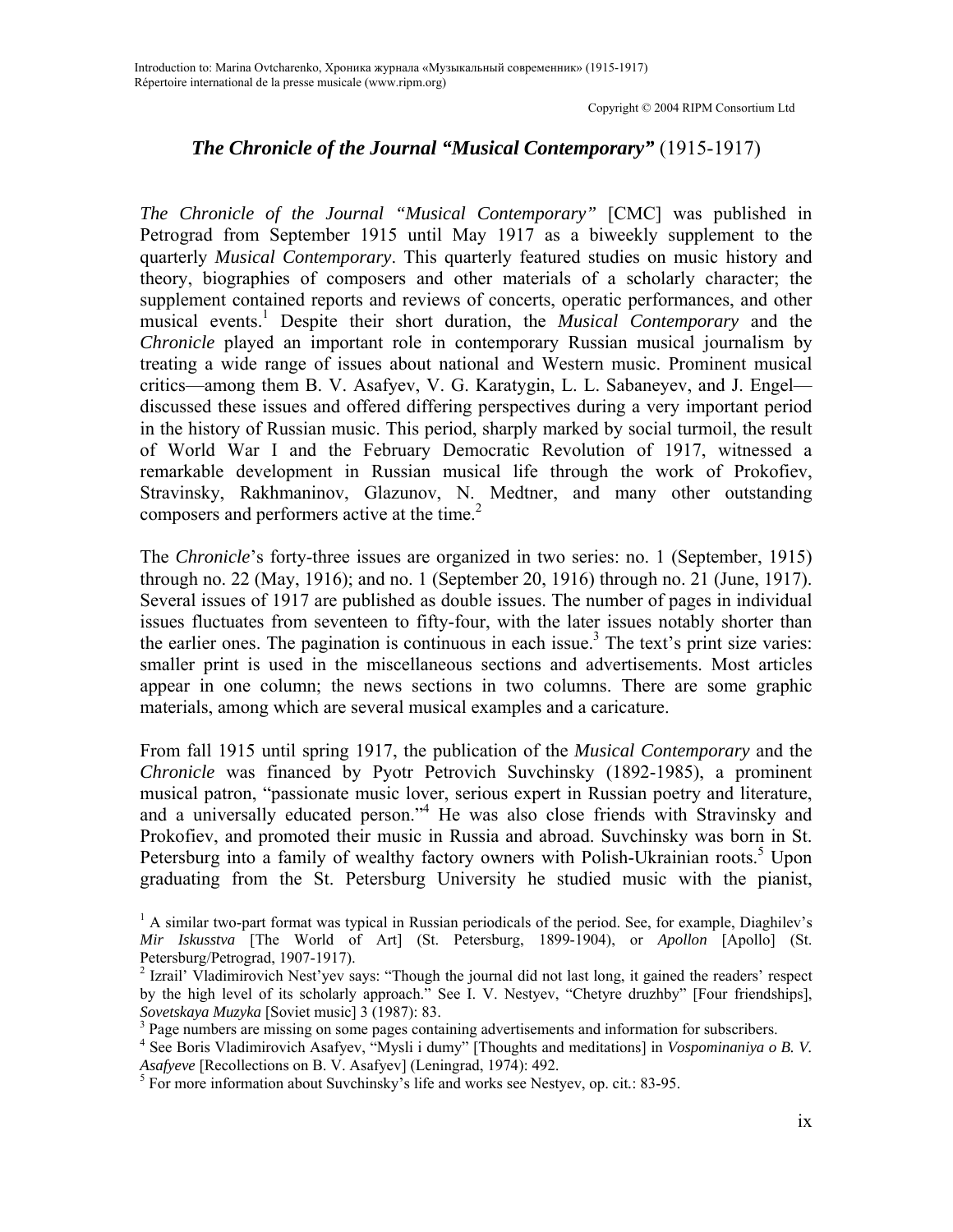# *The Chronicle of the Journal "Musical Contemporary"* (1915-1917)

*The Chronicle of the Journal "Musical Contemporary"* [CMC] was published in Petrograd from September 1915 until May 1917 as a biweekly supplement to the quarterly *Musical Contemporary*. This quarterly featured studies on music history and theory, biographies of composers and other materials of a scholarly character; the supplement contained reports and reviews of concerts, operatic performances, and other musical events.[1] Despite their short duration, the *Musical Contemporary* and the *Chronicle* played an important role in contemporary Russian musical journalism by treating a wide range of issues about national and Western music. Prominent musical critics—among them B. V. Asafyev, V. G. Karatygin, L. L. Sabaneyev, and J. Engel—discussed these issues and offered differing perspectives during a very important period in the history of Russian music. This period, sharply marked by social turmoil, the result of World War I and the February Democratic Revolution of 1917, witnessed a remarkable development in Russian musical life through the work of Prokofiev, Stravinsky, Rakhmaninov, Glazunov, N. Medtner, and many other outstanding composers and performers active at the time.[2]

The *Chronicle*'s forty-three issues are organized in two series: no. 1 (September, 1915) through no. 22 (May, 1916); and no. 1 (September 20, 1916) through no. 21 (June, 1917). Several issues of 1917 are published as double issues. The number of pages in individual issues fluctuates from seventeen to fifty-four, with the later issues notably shorter than the earlier ones. The pagination is continuous in each issue.[3] The text's print size varies: smaller print is used in the miscellaneous sections and advertisements. Most articles appear in one column; the news sections in two columns. There are some graphic materials, among which are several musical examples and a caricature.

From fall 1915 until spring 1917, the publication of the *Musical Contemporary* and the *Chronicle* was financed by Pyotr Petrovich Suvchinsky (1892-1985), a prominent musical patron, "passionate music lover, serious expert in Russian poetry and literature, and a universally educated person."[4] He was also close friends with Stravinsky and Prokofiev, and promoted their music in Russia and abroad. Suvchinsky was born in St. Petersburg into a family of wealthy factory owners with Polish-Ukrainian roots.[5] Upon graduating from the St. Petersburg University he studied music with the pianist,

[1] A similar two-part format was typical in Russian periodicals of the period. See, for example, Diaghilev's *Mir Iskusstva* [The World of Art] (St. Petersburg, 1899-1904), or *Apollon* [Apollo] (St. Petersburg/Petrograd, 1907-1917).

[2] Izrail' Vladimirovich Nest'yev says: "Though the journal did not last long, it gained the readers' respect by the high level of its scholarly approach." See I. V. Nestyev, "Chetyre druzhby" [Four friendships], *Sovetskaya Muzyka* [Soviet music] 3 (1987): 83.

[3] Page numbers are missing on some pages containing advertisements and information for subscribers.

[4] See Boris Vladimirovich Asafyev, "Mysli i dumy" [Thoughts and meditations] in *Vospominaniya o B. V. Asafyeve* [Recollections on B. V. Asafyev] (Leningrad, 1974): 492.

[5] For more information about Suvchinsky's life and works see Nestyev, op. cit.: 83-95.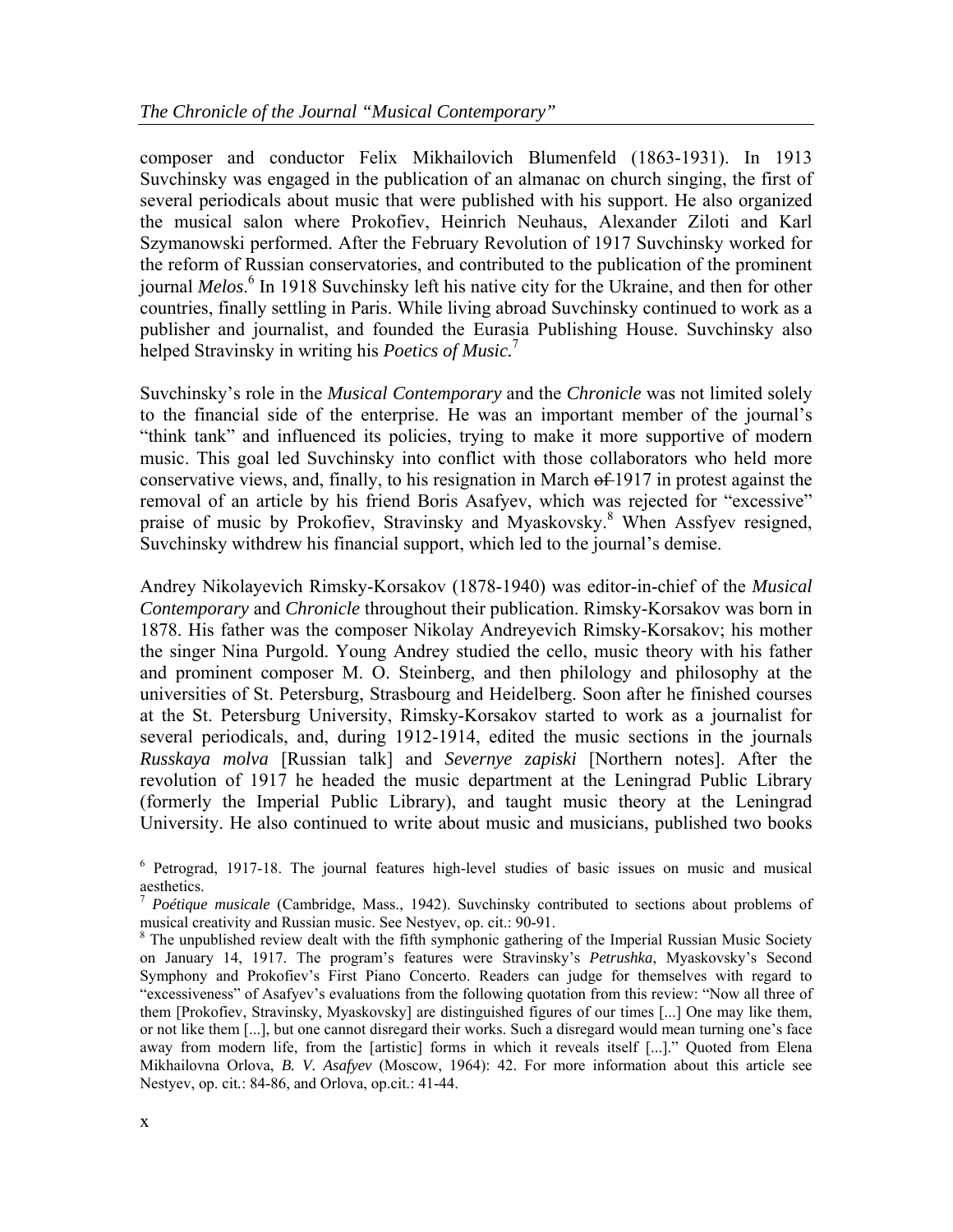composer and conductor Felix Mikhailovich Blumenfeld (1863-1931). In 1913 Suvchinsky was engaged in the publication of an almanac on church singing, the first of several periodicals about music that were published with his support. He also organized the musical salon where Prokofiev, Heinrich Neuhaus, Alexander Ziloti and Karl Szymanowski performed. After the February Revolution of 1917 Suvchinsky worked for the reform of Russian conservatories, and contributed to the publication of the prominent journal *Melos*.[6] In 1918 Suvchinsky left his native city for the Ukraine, and then for other countries, finally settling in Paris. While living abroad Suvchinsky continued to work as a publisher and journalist, and founded the Eurasia Publishing House. Suvchinsky also helped Stravinsky in writing his *Poetics of Music.*[7]

Suvchinsky's role in the *Musical Contemporary* and the *Chronicle* was not limited solely to the financial side of the enterprise. He was an important member of the journal's "think tank" and influenced its policies, trying to make it more supportive of modern music. This goal led Suvchinsky into conflict with those collaborators who held more conservative views, and, finally, to his resignation in March ~~of~~ 1917 in protest against the removal of an article by his friend Boris Asafyev, which was rejected for "excessive" praise of music by Prokofiev, Stravinsky and Myaskovsky.[8] When Assfyev resigned, Suvchinsky withdrew his financial support, which led to the journal's demise.

Andrey Nikolayevich Rimsky-Korsakov (1878-1940) was editor-in-chief of the *Musical Contemporary* and *Chronicle* throughout their publication. Rimsky-Korsakov was born in 1878. His father was the composer Nikolay Andreyevich Rimsky-Korsakov; his mother the singer Nina Purgold. Young Andrey studied the cello, music theory with his father and prominent composer M. O. Steinberg, and then philology and philosophy at the universities of St. Petersburg, Strasbourg and Heidelberg. Soon after he finished courses at the St. Petersburg University, Rimsky-Korsakov started to work as a journalist for several periodicals, and, during 1912-1914, edited the music sections in the journals *Russkaya molva* [Russian talk] and *Severnye zapiski* [Northern notes]. After the revolution of 1917 he headed the music department at the Leningrad Public Library (formerly the Imperial Public Library), and taught music theory at the Leningrad University. He also continued to write about music and musicians, published two books

[6] Petrograd, 1917-18. The journal features high-level studies of basic issues on music and musical aesthetics.

[7] *Poétique musicale* (Cambridge, Mass., 1942). Suvchinsky contributed to sections about problems of musical creativity and Russian music. See Nestyev, op. cit.: 90-91.

[8] The unpublished review dealt with the fifth symphonic gathering of the Imperial Russian Music Society on January 14, 1917. The program's features were Stravinsky's *Petrushka*, Myaskovsky's Second Symphony and Prokofiev's First Piano Concerto. Readers can judge for themselves with regard to "excessiveness" of Asafyev's evaluations from the following quotation from this review: "Now all three of them [Prokofiev, Stravinsky, Myaskovsky] are distinguished figures of our times [...] One may like them, or not like them [...], but one cannot disregard their works. Such a disregard would mean turning one's face away from modern life, from the [artistic] forms in which it reveals itself [...]." Quoted from Elena Mikhailovna Orlova, *B. V. Asafyev* (Moscow, 1964): 42. For more information about this article see Nestyev, op. cit.: 84-86, and Orlova, op.cit.: 41-44.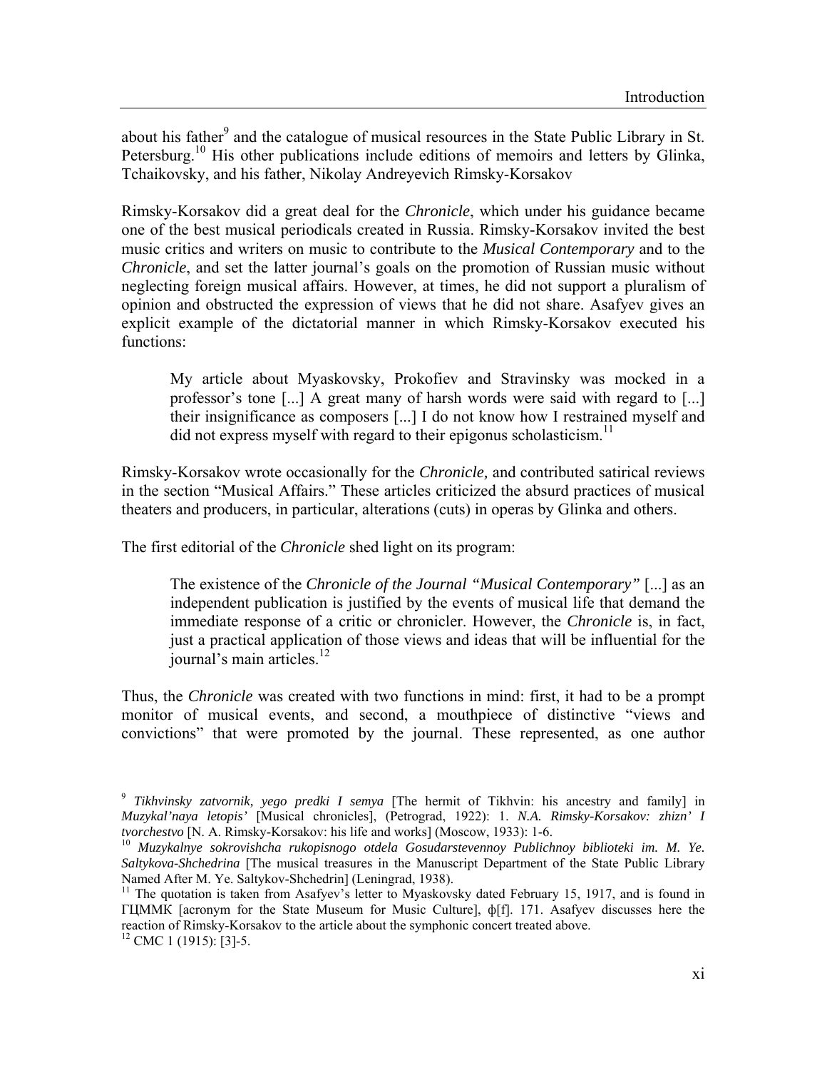about his father[9] and the catalogue of musical resources in the State Public Library in St. Petersburg.[10] His other publications include editions of memoirs and letters by Glinka, Tchaikovsky, and his father, Nikolay Andreyevich Rimsky-Korsakov

Rimsky-Korsakov did a great deal for the *Chronicle*, which under his guidance became one of the best musical periodicals created in Russia. Rimsky-Korsakov invited the best music critics and writers on music to contribute to the *Musical Contemporary* and to the *Chronicle*, and set the latter journal's goals on the promotion of Russian music without neglecting foreign musical affairs. However, at times, he did not support a pluralism of opinion and obstructed the expression of views that he did not share. Asafyev gives an explicit example of the dictatorial manner in which Rimsky-Korsakov executed his functions:

> My article about Myaskovsky, Prokofiev and Stravinsky was mocked in a professor's tone [...] A great many of harsh words were said with regard to [...] their insignificance as composers [...] I do not know how I restrained myself and did not express myself with regard to their epigonus scholasticism.[11]

Rimsky-Korsakov wrote occasionally for the *Chronicle,* and contributed satirical reviews in the section "Musical Affairs." These articles criticized the absurd practices of musical theaters and producers, in particular, alterations (cuts) in operas by Glinka and others.

The first editorial of the *Chronicle* shed light on its program:

> The existence of the *Chronicle of the Journal "Musical Contemporary"* [...] as an independent publication is justified by the events of musical life that demand the immediate response of a critic or chronicler. However, the *Chronicle* is, in fact, just a practical application of those views and ideas that will be influential for the journal's main articles.[12]

Thus, the *Chronicle* was created with two functions in mind: first, it had to be a prompt monitor of musical events, and second, a mouthpiece of distinctive "views and convictions" that were promoted by the journal. These represented, as one author

---

[9] *Tikhvinsky zatvornik, yego predki I semya* [The hermit of Tikhvin: his ancestry and family] in *Muzykal'naya letopis'* [Musical chronicles], (Petrograd, 1922): 1. *N.A. Rimsky-Korsakov: zhizn' I tvorchestvo* [N. A. Rimsky-Korsakov: his life and works] (Moscow, 1933): 1-6.

[10] *Muzykalnye sokrovishcha rukopisnogo otdela Gosudarstevennoy Publichnoy biblioteki im. M. Ye. Saltykova-Shchedrina* [The musical treasures in the Manuscript Department of the State Public Library Named After M. Ye. Saltykov-Shchedrin] (Leningrad, 1938).

[11] The quotation is taken from Asafyev's letter to Myaskovsky dated February 15, 1917, and is found in ГЦММК [acronym for the State Museum for Music Culture], ф[f]. 171. Asafyev discusses here the reaction of Rimsky-Korsakov to the article about the symphonic concert treated above.

[12] CMC 1 (1915): [3]-5.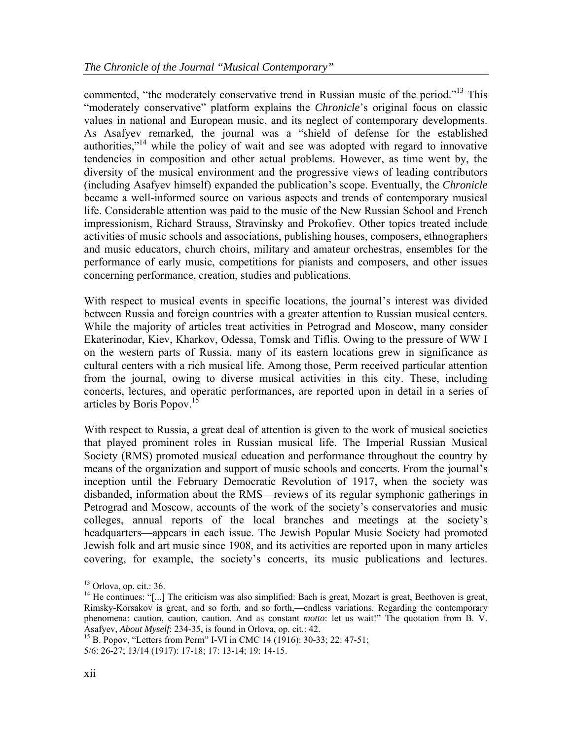commented, "the moderately conservative trend in Russian music of the period."[13] This "moderately conservative" platform explains the *Chronicle*'s original focus on classic values in national and European music, and its neglect of contemporary developments. As Asafyev remarked, the journal was a "shield of defense for the established authorities,"[14] while the policy of wait and see was adopted with regard to innovative tendencies in composition and other actual problems. However, as time went by, the diversity of the musical environment and the progressive views of leading contributors (including Asafyev himself) expanded the publication's scope. Eventually, the *Chronicle* became a well-informed source on various aspects and trends of contemporary musical life. Considerable attention was paid to the music of the New Russian School and French impressionism, Richard Strauss, Stravinsky and Prokofiev. Other topics treated include activities of music schools and associations, publishing houses, composers, ethnographers and music educators, church choirs, military and amateur orchestras, ensembles for the performance of early music, competitions for pianists and composers, and other issues concerning performance, creation, studies and publications.

With respect to musical events in specific locations, the journal's interest was divided between Russia and foreign countries with a greater attention to Russian musical centers. While the majority of articles treat activities in Petrograd and Moscow, many consider Ekaterinodar, Kiev, Kharkov, Odessa, Tomsk and Tiflis. Owing to the pressure of WW I on the western parts of Russia, many of its eastern locations grew in significance as cultural centers with a rich musical life. Among those, Perm received particular attention from the journal, owing to diverse musical activities in this city. These, including concerts, lectures, and operatic performances, are reported upon in detail in a series of articles by Boris Popov.[15]

With respect to Russia, a great deal of attention is given to the work of musical societies that played prominent roles in Russian musical life. The Imperial Russian Musical Society (RMS) promoted musical education and performance throughout the country by means of the organization and support of music schools and concerts. From the journal's inception until the February Democratic Revolution of 1917, when the society was disbanded, information about the RMS—reviews of its regular symphonic gatherings in Petrograd and Moscow, accounts of the work of the society's conservatories and music colleges, annual reports of the local branches and meetings at the society's headquarters—appears in each issue. The Jewish Popular Music Society had promoted Jewish folk and art music since 1908, and its activities are reported upon in many articles covering, for example, the society's concerts, its music publications and lectures.

---

[13] Orlova, op. cit.: 36.

[14] He continues: "[...] The criticism was also simplified: Bach is great, Mozart is great, Beethoven is great, Rimsky-Korsakov is great, and so forth, and so forth,—endless variations. Regarding the contemporary phenomena: caution, caution, caution. And as constant *motto*: let us wait!" The quotation from B. V. Asafyev, *About Myself*: 234-35, is found in Orlova, op. cit.: 42.

[15] B. Popov, "Letters from Perm" I-VI in CMC 14 (1916): 30-33; 22: 47-51; 5/6: 26-27; 13/14 (1917): 17-18; 17: 13-14; 19: 14-15.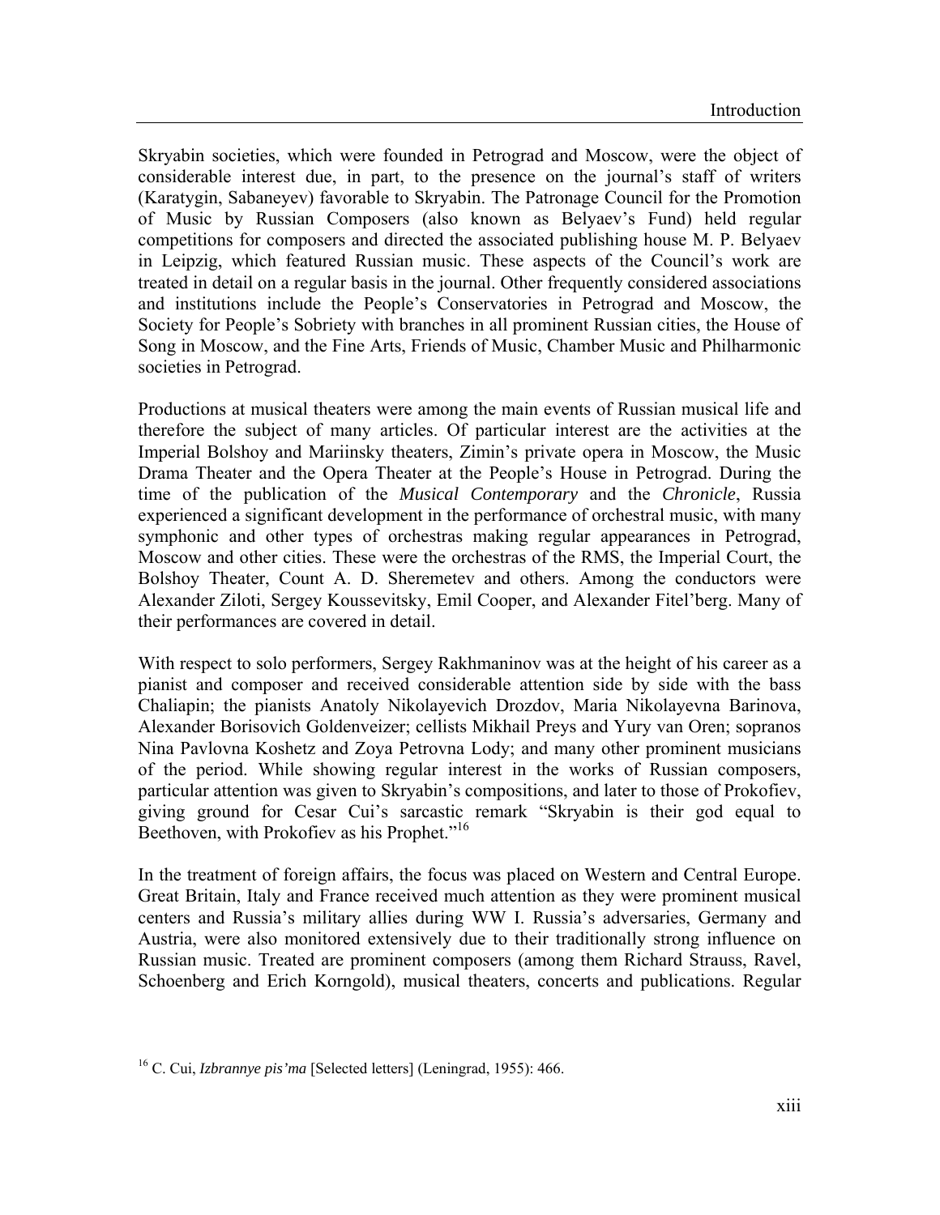Skryabin societies, which were founded in Petrograd and Moscow, were the object of considerable interest due, in part, to the presence on the journal's staff of writers (Karatygin, Sabaneyev) favorable to Skryabin. The Patronage Council for the Promotion of Music by Russian Composers (also known as Belyaev's Fund) held regular competitions for composers and directed the associated publishing house M. P. Belyaev in Leipzig, which featured Russian music. These aspects of the Council's work are treated in detail on a regular basis in the journal. Other frequently considered associations and institutions include the People's Conservatories in Petrograd and Moscow, the Society for People's Sobriety with branches in all prominent Russian cities, the House of Song in Moscow, and the Fine Arts, Friends of Music, Chamber Music and Philharmonic societies in Petrograd.

Productions at musical theaters were among the main events of Russian musical life and therefore the subject of many articles. Of particular interest are the activities at the Imperial Bolshoy and Mariinsky theaters, Zimin's private opera in Moscow, the Music Drama Theater and the Opera Theater at the People's House in Petrograd. During the time of the publication of the *Musical Contemporary* and the *Chronicle*, Russia experienced a significant development in the performance of orchestral music, with many symphonic and other types of orchestras making regular appearances in Petrograd, Moscow and other cities. These were the orchestras of the RMS, the Imperial Court, the Bolshoy Theater, Count A. D. Sheremetev and others. Among the conductors were Alexander Ziloti, Sergey Koussevitsky, Emil Cooper, and Alexander Fitel'berg. Many of their performances are covered in detail.

With respect to solo performers, Sergey Rakhmaninov was at the height of his career as a pianist and composer and received considerable attention side by side with the bass Chaliapin; the pianists Anatoly Nikolayevich Drozdov, Maria Nikolayevna Barinova, Alexander Borisovich Goldenveizer; cellists Mikhail Preys and Yury van Oren; sopranos Nina Pavlovna Koshetz and Zoya Petrovna Lody; and many other prominent musicians of the period. While showing regular interest in the works of Russian composers, particular attention was given to Skryabin's compositions, and later to those of Prokofiev, giving ground for Cesar Cui's sarcastic remark "Skryabin is their god equal to Beethoven, with Prokofiev as his Prophet."[16]

In the treatment of foreign affairs, the focus was placed on Western and Central Europe. Great Britain, Italy and France received much attention as they were prominent musical centers and Russia's military allies during WW I. Russia's adversaries, Germany and Austria, were also monitored extensively due to their traditionally strong influence on Russian music. Treated are prominent composers (among them Richard Strauss, Ravel, Schoenberg and Erich Korngold), musical theaters, concerts and publications. Regular

[16] C. Cui, *Izbrannye pis'ma* [Selected letters] (Leningrad, 1955): 466.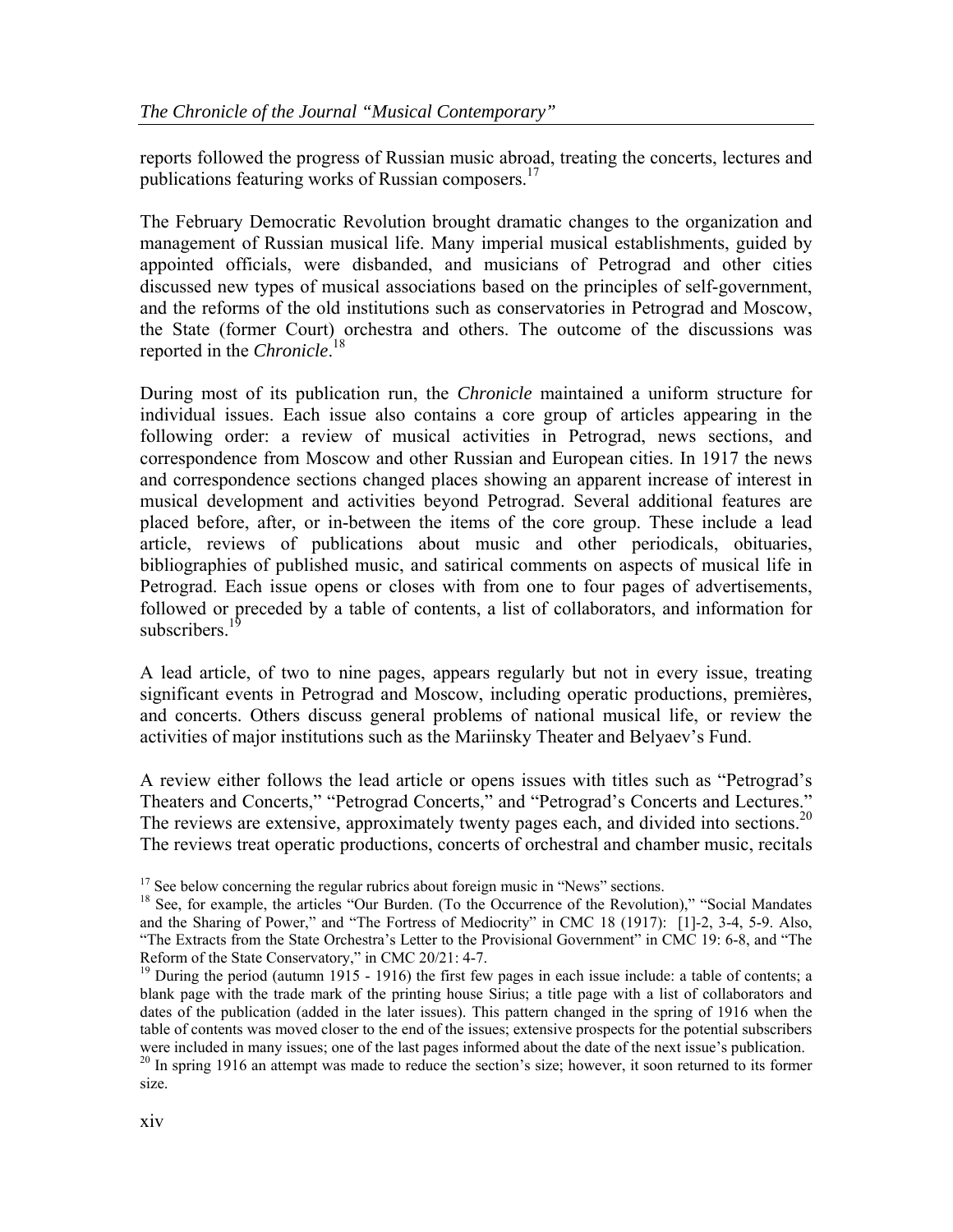reports followed the progress of Russian music abroad, treating the concerts, lectures and publications featuring works of Russian composers.[17]

The February Democratic Revolution brought dramatic changes to the organization and management of Russian musical life. Many imperial musical establishments, guided by appointed officials, were disbanded, and musicians of Petrograd and other cities discussed new types of musical associations based on the principles of self-government, and the reforms of the old institutions such as conservatories in Petrograd and Moscow, the State (former Court) orchestra and others. The outcome of the discussions was reported in the *Chronicle*.[18]

During most of its publication run, the *Chronicle* maintained a uniform structure for individual issues. Each issue also contains a core group of articles appearing in the following order: a review of musical activities in Petrograd, news sections, and correspondence from Moscow and other Russian and European cities. In 1917 the news and correspondence sections changed places showing an apparent increase of interest in musical development and activities beyond Petrograd. Several additional features are placed before, after, or in-between the items of the core group. These include a lead article, reviews of publications about music and other periodicals, obituaries, bibliographies of published music, and satirical comments on aspects of musical life in Petrograd. Each issue opens or closes with from one to four pages of advertisements, followed or preceded by a table of contents, a list of collaborators, and information for subscribers.[19]

A lead article, of two to nine pages, appears regularly but not in every issue, treating significant events in Petrograd and Moscow, including operatic productions, premières, and concerts. Others discuss general problems of national musical life, or review the activities of major institutions such as the Mariinsky Theater and Belyaev's Fund.

A review either follows the lead article or opens issues with titles such as "Petrograd's Theaters and Concerts," "Petrograd Concerts," and "Petrograd's Concerts and Lectures." The reviews are extensive, approximately twenty pages each, and divided into sections.[20] The reviews treat operatic productions, concerts of orchestral and chamber music, recitals

---

[17] See below concerning the regular rubrics about foreign music in "News" sections.

[18] See, for example, the articles "Our Burden. (To the Occurrence of the Revolution)," "Social Mandates and the Sharing of Power," and "The Fortress of Mediocrity" in CMC 18 (1917): [1]-2, 3-4, 5-9. Also, "The Extracts from the State Orchestra's Letter to the Provisional Government" in CMC 19: 6-8, and "The Reform of the State Conservatory," in CMC 20/21: 4-7.

[19] During the period (autumn 1915 - 1916) the first few pages in each issue include: a table of contents; a blank page with the trade mark of the printing house Sirius; a title page with a list of collaborators and dates of the publication (added in the later issues). This pattern changed in the spring of 1916 when the table of contents was moved closer to the end of the issues; extensive prospects for the potential subscribers were included in many issues; one of the last pages informed about the date of the next issue's publication.

[20] In spring 1916 an attempt was made to reduce the section's size; however, it soon returned to its former size.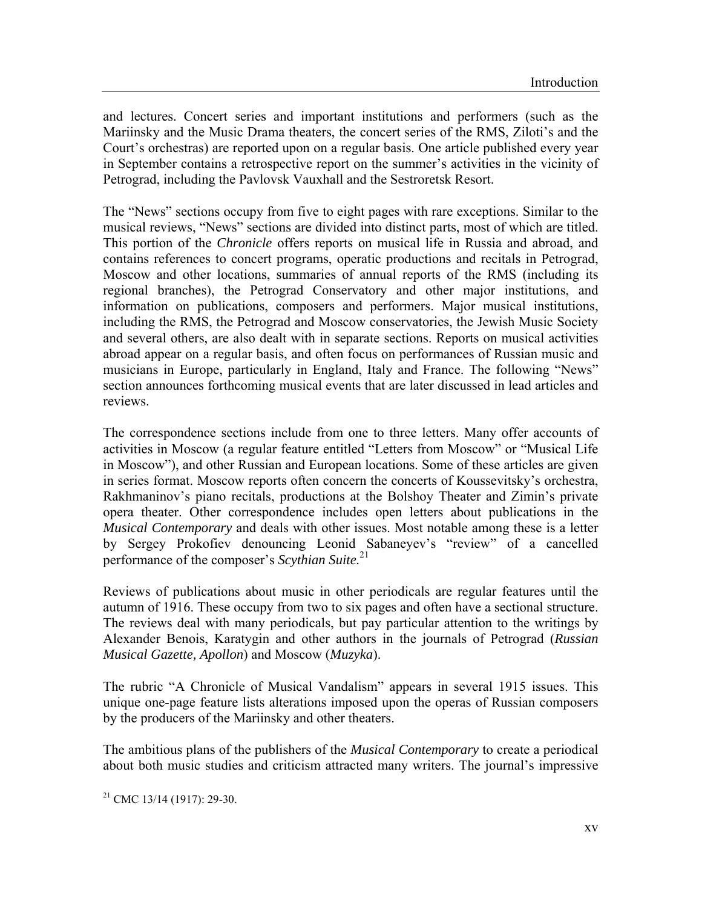and lectures. Concert series and important institutions and performers (such as the Mariinsky and the Music Drama theaters, the concert series of the RMS, Ziloti's and the Court's orchestras) are reported upon on a regular basis. One article published every year in September contains a retrospective report on the summer's activities in the vicinity of Petrograd, including the Pavlovsk Vauxhall and the Sestroretsk Resort.

The "News" sections occupy from five to eight pages with rare exceptions. Similar to the musical reviews, "News" sections are divided into distinct parts, most of which are titled. This portion of the *Chronicle* offers reports on musical life in Russia and abroad, and contains references to concert programs, operatic productions and recitals in Petrograd, Moscow and other locations, summaries of annual reports of the RMS (including its regional branches), the Petrograd Conservatory and other major institutions, and information on publications, composers and performers. Major musical institutions, including the RMS, the Petrograd and Moscow conservatories, the Jewish Music Society and several others, are also dealt with in separate sections. Reports on musical activities abroad appear on a regular basis, and often focus on performances of Russian music and musicians in Europe, particularly in England, Italy and France. The following "News" section announces forthcoming musical events that are later discussed in lead articles and reviews.

The correspondence sections include from one to three letters. Many offer accounts of activities in Moscow (a regular feature entitled "Letters from Moscow" or "Musical Life in Moscow"), and other Russian and European locations. Some of these articles are given in series format. Moscow reports often concern the concerts of Koussevitsky's orchestra, Rakhmaninov's piano recitals, productions at the Bolshoy Theater and Zimin's private opera theater. Other correspondence includes open letters about publications in the *Musical Contemporary* and deals with other issues. Most notable among these is a letter by Sergey Prokofiev denouncing Leonid Sabaneyev's "review" of a cancelled performance of the composer's *Scythian Suite.*[21]

Reviews of publications about music in other periodicals are regular features until the autumn of 1916. These occupy from two to six pages and often have a sectional structure. The reviews deal with many periodicals, but pay particular attention to the writings by Alexander Benois, Karatygin and other authors in the journals of Petrograd (*Russian Musical Gazette, Apollon*) and Moscow (*Muzyka*).

The rubric "A Chronicle of Musical Vandalism" appears in several 1915 issues. This unique one-page feature lists alterations imposed upon the operas of Russian composers by the producers of the Mariinsky and other theaters.

The ambitious plans of the publishers of the *Musical Contemporary* to create a periodical about both music studies and criticism attracted many writers. The journal's impressive

[21] CMC 13/14 (1917): 29-30.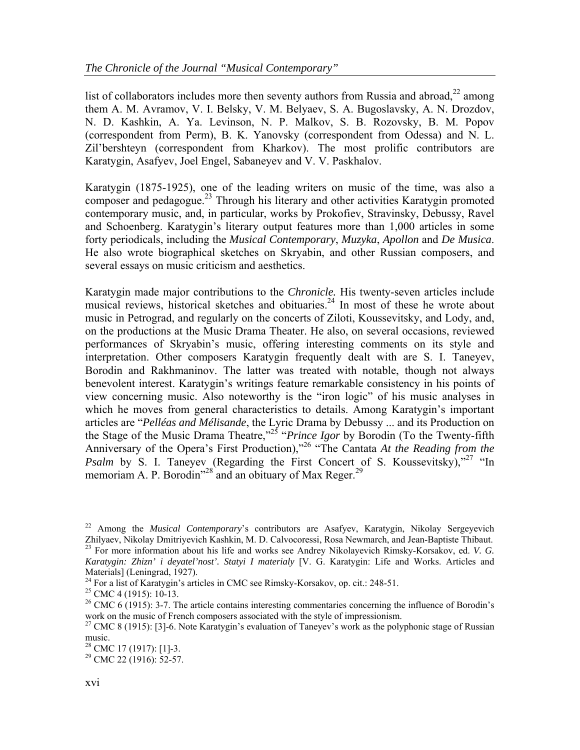list of collaborators includes more then seventy authors from Russia and abroad,[22] among them A. M. Avramov, V. I. Belsky, V. M. Belyaev, S. A. Bugoslavsky, A. N. Drozdov, N. D. Kashkin, A. Ya. Levinson, N. P. Malkov, S. B. Rozovsky, B. M. Popov (correspondent from Perm), B. K. Yanovsky (correspondent from Odessa) and N. L. Zil'bershteyn (correspondent from Kharkov). The most prolific contributors are Karatygin, Asafyev, Joel Engel, Sabaneyev and V. V. Paskhalov.

Karatygin (1875-1925), one of the leading writers on music of the time, was also a composer and pedagogue.[23] Through his literary and other activities Karatygin promoted contemporary music, and, in particular, works by Prokofiev, Stravinsky, Debussy, Ravel and Schoenberg. Karatygin's literary output features more than 1,000 articles in some forty periodicals, including the *Musical Contemporary*, *Muzyka*, *Apollon* and *De Musica*. He also wrote biographical sketches on Skryabin, and other Russian composers, and several essays on music criticism and aesthetics.

Karatygin made major contributions to the *Chronicle.* His twenty-seven articles include musical reviews, historical sketches and obituaries.[24] In most of these he wrote about music in Petrograd, and regularly on the concerts of Ziloti, Koussevitsky, and Lody, and, on the productions at the Music Drama Theater. He also, on several occasions, reviewed performances of Skryabin's music, offering interesting comments on its style and interpretation. Other composers Karatygin frequently dealt with are S. I. Taneyev, Borodin and Rakhmaninov. The latter was treated with notable, though not always benevolent interest. Karatygin's writings feature remarkable consistency in his points of view concerning music. Also noteworthy is the "iron logic" of his music analyses in which he moves from general characteristics to details. Among Karatygin's important articles are "*Pelléas and Mélisande*, the Lyric Drama by Debussy ... and its Production on the Stage of the Music Drama Theatre,"[25] "*Prince Igor* by Borodin (To the Twenty-fifth Anniversary of the Opera's First Production),"[26] "The Cantata *At the Reading from the Psalm* by S. I. Taneyev (Regarding the First Concert of S. Koussevitsky),"[27] "In memoriam A. P. Borodin"[28] and an obituary of Max Reger.[29]

---

[22] Among the *Musical Contemporary*'s contributors are Asafyev, Karatygin, Nikolay Sergeyevich Zhilyaev, Nikolay Dmitriyevich Kashkin, M. D. Calvocoressi, Rosa Newmarch, and Jean-Baptiste Thibaut.

[23] For more information about his life and works see Andrey Nikolayevich Rimsky-Korsakov, ed. *V. G. Karatygin: Zhizn' i deyatel'nost'. Statyi I materialy* [V. G. Karatygin: Life and Works. Articles and Materials] (Leningrad, 1927).

[24] For a list of Karatygin's articles in CMC see Rimsky-Korsakov, op. cit.: 248-51.

[25] CMC 4 (1915): 10-13.

[26] CMC 6 (1915): 3-7. The article contains interesting commentaries concerning the influence of Borodin's work on the music of French composers associated with the style of impressionism.

[27] CMC 8 (1915): [3]-6. Note Karatygin's evaluation of Taneyev's work as the polyphonic stage of Russian music.

[28] CMC 17 (1917): [1]-3.

[29] CMC 22 (1916): 52-57.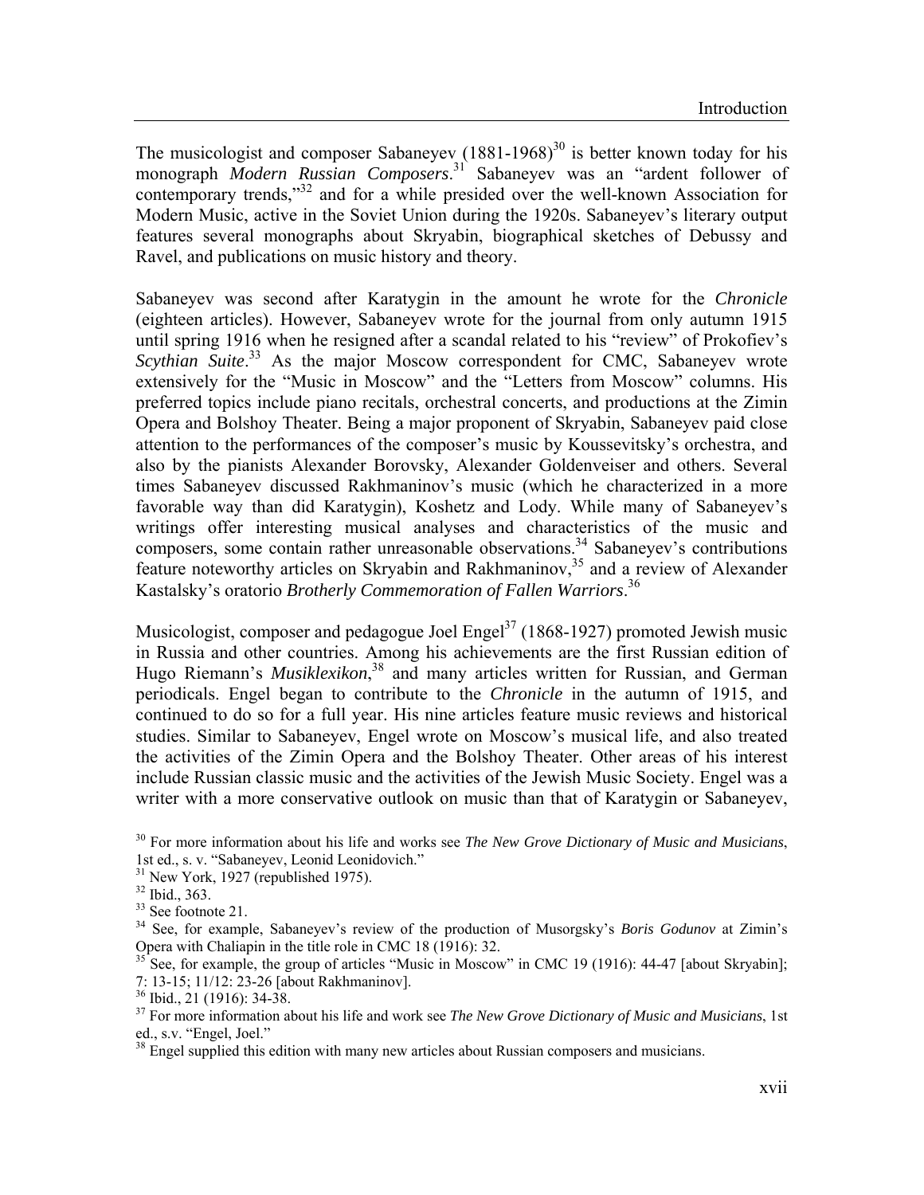The musicologist and composer Sabaneyev (1881-1968)[30] is better known today for his monograph *Modern Russian Composers*.[31] Sabaneyev was an "ardent follower of contemporary trends,"[32] and for a while presided over the well-known Association for Modern Music, active in the Soviet Union during the 1920s. Sabaneyev's literary output features several monographs about Skryabin, biographical sketches of Debussy and Ravel, and publications on music history and theory.

Sabaneyev was second after Karatygin in the amount he wrote for the *Chronicle* (eighteen articles). However, Sabaneyev wrote for the journal from only autumn 1915 until spring 1916 when he resigned after a scandal related to his "review" of Prokofiev's *Scythian Suite*.[33] As the major Moscow correspondent for CMC, Sabaneyev wrote extensively for the "Music in Moscow" and the "Letters from Moscow" columns. His preferred topics include piano recitals, orchestral concerts, and productions at the Zimin Opera and Bolshoy Theater. Being a major proponent of Skryabin, Sabaneyev paid close attention to the performances of the composer's music by Koussevitsky's orchestra, and also by the pianists Alexander Borovsky, Alexander Goldenveiser and others. Several times Sabaneyev discussed Rakhmaninov's music (which he characterized in a more favorable way than did Karatygin), Koshetz and Lody. While many of Sabaneyev's writings offer interesting musical analyses and characteristics of the music and composers, some contain rather unreasonable observations.[34] Sabaneyev's contributions feature noteworthy articles on Skryabin and Rakhmaninov,[35] and a review of Alexander Kastalsky's oratorio *Brotherly Commemoration of Fallen Warriors*.[36]

Musicologist, composer and pedagogue Joel Engel[37] (1868-1927) promoted Jewish music in Russia and other countries. Among his achievements are the first Russian edition of Hugo Riemann's *Musiklexikon*,[38] and many articles written for Russian, and German periodicals. Engel began to contribute to the *Chronicle* in the autumn of 1915, and continued to do so for a full year. His nine articles feature music reviews and historical studies. Similar to Sabaneyev, Engel wrote on Moscow's musical life, and also treated the activities of the Zimin Opera and the Bolshoy Theater. Other areas of his interest include Russian classic music and the activities of the Jewish Music Society. Engel was a writer with a more conservative outlook on music than that of Karatygin or Sabaneyev,

[30] For more information about his life and works see *The New Grove Dictionary of Music and Musicians*, 1st ed., s. v. "Sabaneyev, Leonid Leonidovich."

[31] New York, 1927 (republished 1975).

[32] Ibid., 363.

[33] See footnote 21.

[34] See, for example, Sabaneyev's review of the production of Musorgsky's *Boris Godunov* at Zimin's Opera with Chaliapin in the title role in CMC 18 (1916): 32.

[35] See, for example, the group of articles "Music in Moscow" in CMC 19 (1916): 44-47 [about Skryabin]; 7: 13-15; 11/12: 23-26 [about Rakhmaninov].

[36] Ibid., 21 (1916): 34-38.

[37] For more information about his life and work see *The New Grove Dictionary of Music and Musicians*, 1st ed., s.v. "Engel, Joel."

[38] Engel supplied this edition with many new articles about Russian composers and musicians.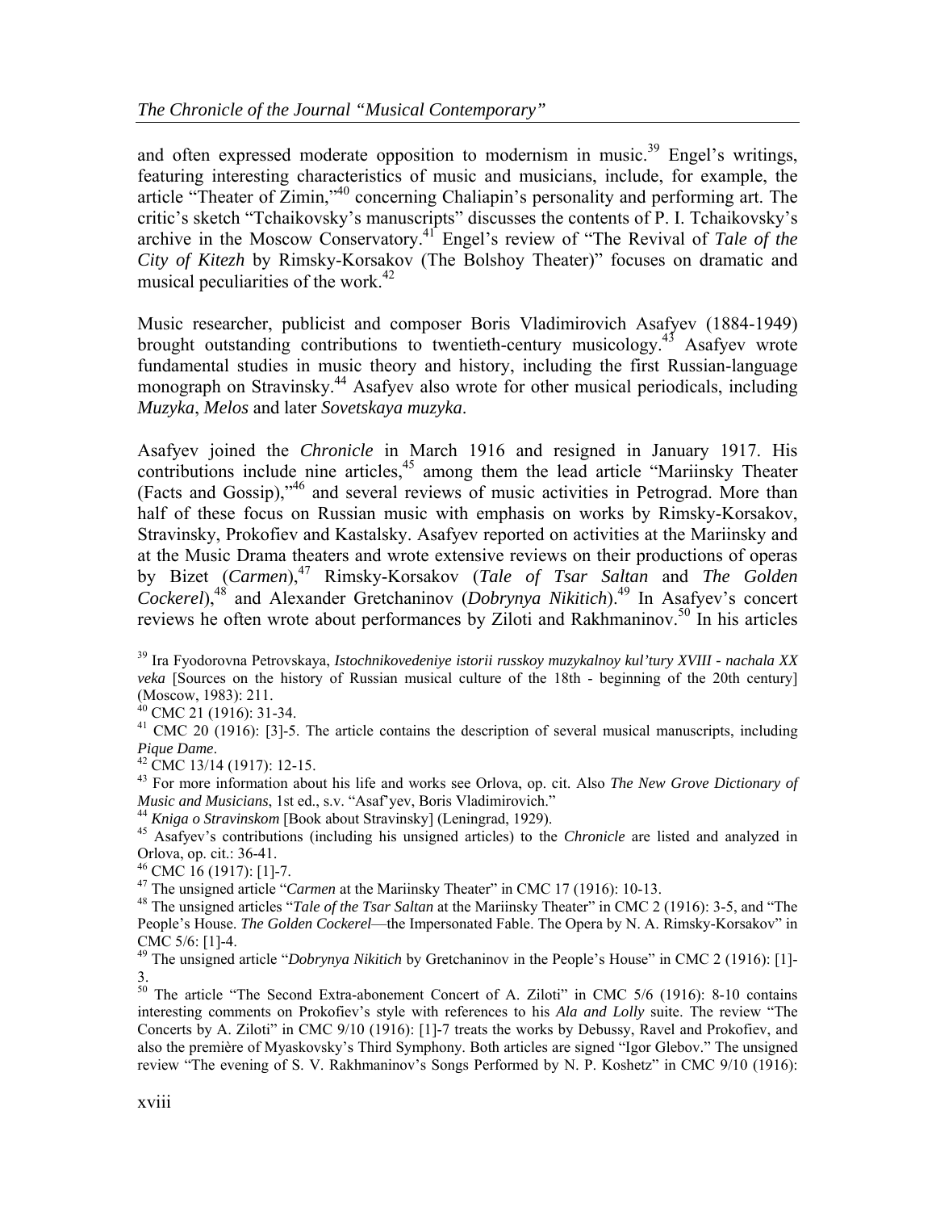and often expressed moderate opposition to modernism in music.[39] Engel's writings, featuring interesting characteristics of music and musicians, include, for example, the article "Theater of Zimin,"[40] concerning Chaliapin's personality and performing art. The critic's sketch "Tchaikovsky's manuscripts" discusses the contents of P. I. Tchaikovsky's archive in the Moscow Conservatory.[41] Engel's review of "The Revival of *Tale of the City of Kitezh* by Rimsky-Korsakov (The Bolshoy Theater)" focuses on dramatic and musical peculiarities of the work.[42]

Music researcher, publicist and composer Boris Vladimirovich Asafyev (1884-1949) brought outstanding contributions to twentieth-century musicology.[43] Asafyev wrote fundamental studies in music theory and history, including the first Russian-language monograph on Stravinsky.[44] Asafyev also wrote for other musical periodicals, including *Muzyka*, *Melos* and later *Sovetskaya muzyka*.

Asafyev joined the *Chronicle* in March 1916 and resigned in January 1917. His contributions include nine articles,[45] among them the lead article "Mariinsky Theater (Facts and Gossip),"[46] and several reviews of music activities in Petrograd. More than half of these focus on Russian music with emphasis on works by Rimsky-Korsakov, Stravinsky, Prokofiev and Kastalsky. Asafyev reported on activities at the Mariinsky and at the Music Drama theaters and wrote extensive reviews on their productions of operas by Bizet (*Carmen*),[47] Rimsky-Korsakov (*Tale of Tsar Saltan* and *The Golden Cockerel*),[48] and Alexander Gretchaninov (*Dobrynya Nikitich*).[49] In Asafyev's concert reviews he often wrote about performances by Ziloti and Rakhmaninov.[50] In his articles

[39] Ira Fyodorovna Petrovskaya, *Istochnikovedeniye istorii russkoy muzykalnoy kul'tury XVIII - nachala XX veka* [Sources on the history of Russian musical culture of the 18th - beginning of the 20th century] (Moscow, 1983): 211.

[40] CMC 21 (1916): 31-34.

[41] CMC 20 (1916): [3]-5. The article contains the description of several musical manuscripts, including *Pique Dame*.

[42] CMC 13/14 (1917): 12-15.

[43] For more information about his life and works see Orlova, op. cit. Also *The New Grove Dictionary of Music and Musicians*, 1st ed., s.v. "Asaf'yev, Boris Vladimirovich."

[44] *Kniga o Stravinskom* [Book about Stravinsky] (Leningrad, 1929).

[45] Asafyev's contributions (including his unsigned articles) to the *Chronicle* are listed and analyzed in Orlova, op. cit.: 36-41.

[46] CMC 16 (1917): [1]-7.

[47] The unsigned article "*Carmen* at the Mariinsky Theater" in CMC 17 (1916): 10-13.

[48] The unsigned articles "*Tale of the Tsar Saltan* at the Mariinsky Theater" in CMC 2 (1916): 3-5, and "The People's House. *The Golden Cockerel*—the Impersonated Fable. The Opera by N. A. Rimsky-Korsakov" in CMC 5/6: [1]-4.

[49] The unsigned article "*Dobrynya Nikitich* by Gretchaninov in the People's House" in CMC 2 (1916): [1]-3.

[50] The article "The Second Extra-abonement Concert of A. Ziloti" in CMC 5/6 (1916): 8-10 contains interesting comments on Prokofiev's style with references to his *Ala and Lolly* suite. The review "The Concerts by A. Ziloti" in CMC 9/10 (1916): [1]-7 treats the works by Debussy, Ravel and Prokofiev, and also the première of Myaskovsky's Third Symphony. Both articles are signed "Igor Glebov." The unsigned review "The evening of S. V. Rakhmaninov's Songs Performed by N. P. Koshetz" in CMC 9/10 (1916):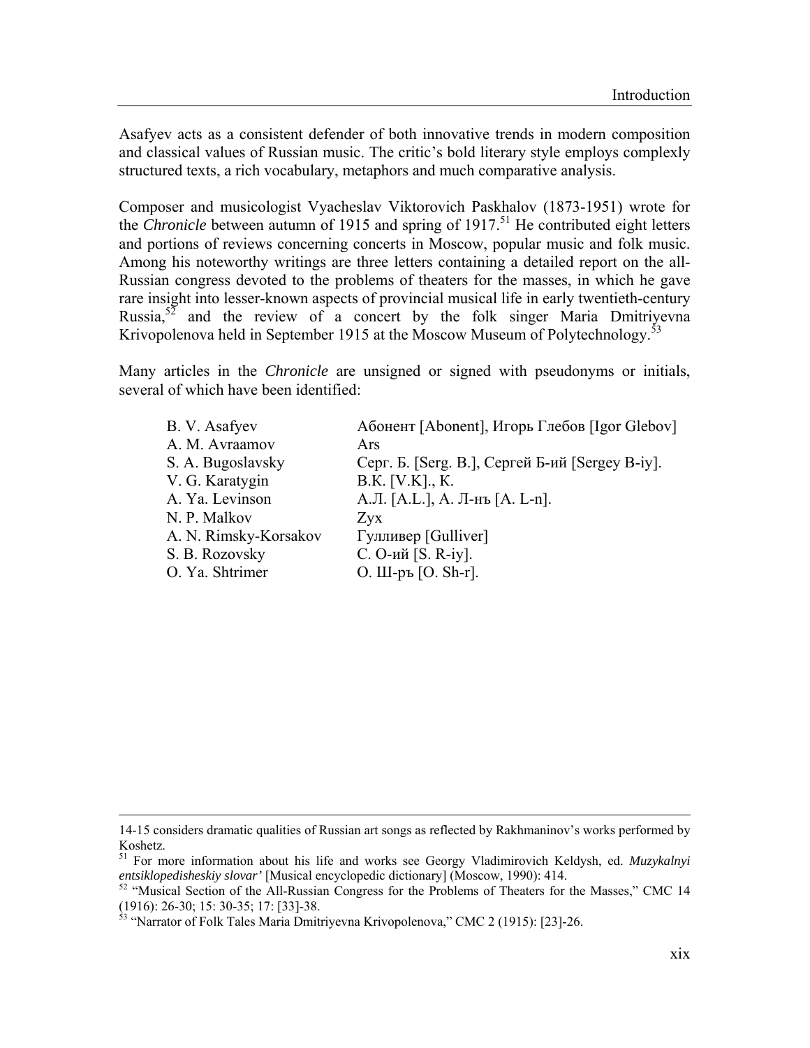Asafyev acts as a consistent defender of both innovative trends in modern composition and classical values of Russian music. The critic's bold literary style employs complexly structured texts, a rich vocabulary, metaphors and much comparative analysis.

Composer and musicologist Vyacheslav Viktorovich Paskhalov (1873-1951) wrote for the *Chronicle* between autumn of 1915 and spring of 1917.[51] He contributed eight letters and portions of reviews concerning concerts in Moscow, popular music and folk music. Among his noteworthy writings are three letters containing a detailed report on the all-Russian congress devoted to the problems of theaters for the masses, in which he gave rare insight into lesser-known aspects of provincial musical life in early twentieth-century Russia,[52] and the review of a concert by the folk singer Maria Dmitriyevna Krivopolenova held in September 1915 at the Moscow Museum of Polytechnology.[53]

Many articles in the *Chronicle* are unsigned or signed with pseudonyms or initials, several of which have been identified:

| | |
|---|---|
| B. V. Asafyev | Абонент [Abonent], Игорь Глебов [Igor Glebov] |
| A. M. Avraamov | Ars |
| S. A. Bugoslavsky | Серг. Б. [Serg. B.], Сергей Б-ий [Sergey B-iy]. |
| V. G. Karatygin | В.К. [V.K]., К. |
| A. Ya. Levinson | А.Л. [A.L.], А. Л-нъ [A. L-n]. |
| N. P. Malkov | Zyx |
| A. N. Rimsky-Korsakov | Гулливер [Gulliver] |
| S. B. Rozovsky | С. О-ий [S. R-iy]. |
| O. Ya. Shtrimer | О. Ш-ръ [O. Sh-r]. |

---

14-15 considers dramatic qualities of Russian art songs as reflected by Rakhmaninov's works performed by Koshetz.

[51] For more information about his life and works see Georgy Vladimirovich Keldysh, ed. *Muzykalnyi entsiklopedisheskiy slovar'* [Musical encyclopedic dictionary] (Moscow, 1990): 414.

[52] "Musical Section of the All-Russian Congress for the Problems of Theaters for the Masses," CMC 14 (1916): 26-30; 15: 30-35; 17: [33]-38.

[53] "Narrator of Folk Tales Maria Dmitriyevna Krivopolenova," CMC 2 (1915): [23]-26.